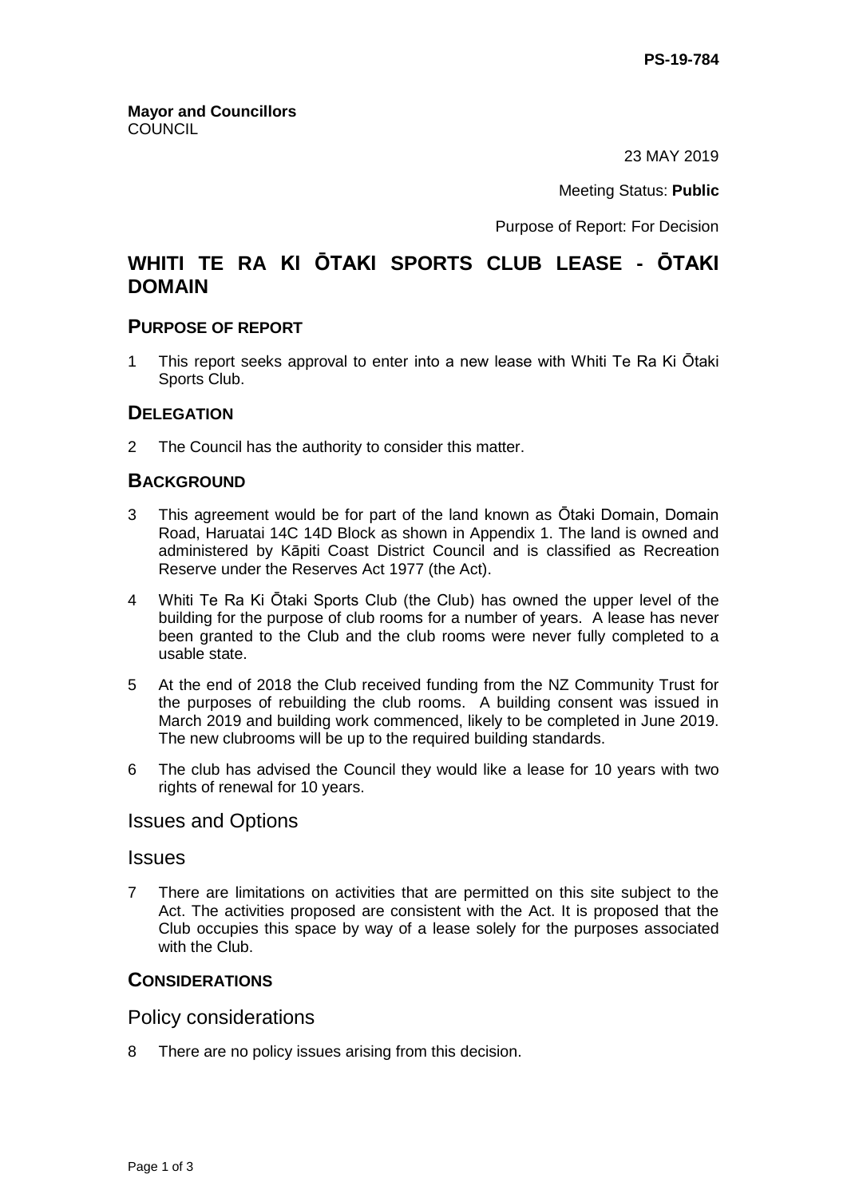PS-19-784

**Mayor and Councillors**
COUNCIL

23 MAY 2019

Meeting Status: **Public**

Purpose of Report: For Decision

# WHITI TE RA KI ŌTAKI SPORTS CLUB LEASE - ŌTAKI DOMAIN

## PURPOSE OF REPORT

1 This report seeks approval to enter into a new lease with Whiti Te Ra Ki Ōtaki Sports Club.

## DELEGATION

2 The Council has the authority to consider this matter.

## BACKGROUND

3 This agreement would be for part of the land known as Ōtaki Domain, Domain Road, Haruatai 14C 14D Block as shown in Appendix 1. The land is owned and administered by Kāpiti Coast District Council and is classified as Recreation Reserve under the Reserves Act 1977 (the Act).

4 Whiti Te Ra Ki Ōtaki Sports Club (the Club) has owned the upper level of the building for the purpose of club rooms for a number of years. A lease has never been granted to the Club and the club rooms were never fully completed to a usable state.

5 At the end of 2018 the Club received funding from the NZ Community Trust for the purposes of rebuilding the club rooms. A building consent was issued in March 2019 and building work commenced, likely to be completed in June 2019. The new clubrooms will be up to the required building standards.

6 The club has advised the Council they would like a lease for 10 years with two rights of renewal for 10 years.

## Issues and Options

### Issues

7 There are limitations on activities that are permitted on this site subject to the Act. The activities proposed are consistent with the Act. It is proposed that the Club occupies this space by way of a lease solely for the purposes associated with the Club.

## CONSIDERATIONS

### Policy considerations

8 There are no policy issues arising from this decision.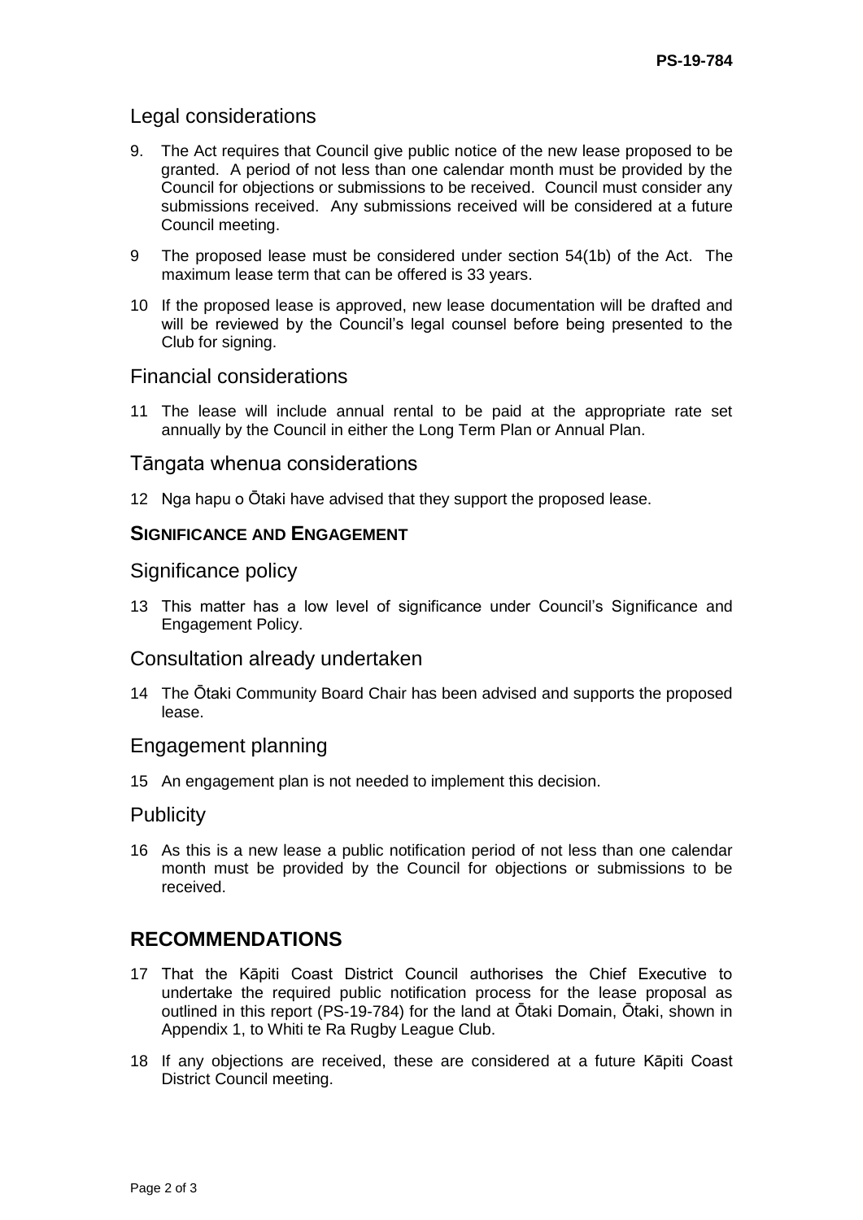## Legal considerations

9. The Act requires that Council give public notice of the new lease proposed to be granted. A period of not less than one calendar month must be provided by the Council for objections or submissions to be received. Council must consider any submissions received. Any submissions received will be considered at a future Council meeting.

9 The proposed lease must be considered under section 54(1b) of the Act. The maximum lease term that can be offered is 33 years.

10 If the proposed lease is approved, new lease documentation will be drafted and will be reviewed by the Council's legal counsel before being presented to the Club for signing.

## Financial considerations

11 The lease will include annual rental to be paid at the appropriate rate set annually by the Council in either the Long Term Plan or Annual Plan.

## Tāngata whenua considerations

12 Nga hapu o Ōtaki have advised that they support the proposed lease.

### SIGNIFICANCE AND ENGAGEMENT

## Significance policy

13 This matter has a low level of significance under Council's Significance and Engagement Policy.

## Consultation already undertaken

14 The Ōtaki Community Board Chair has been advised and supports the proposed lease.

## Engagement planning

15 An engagement plan is not needed to implement this decision.

## Publicity

16 As this is a new lease a public notification period of not less than one calendar month must be provided by the Council for objections or submissions to be received.

# RECOMMENDATIONS

17 That the Kāpiti Coast District Council authorises the Chief Executive to undertake the required public notification process for the lease proposal as outlined in this report (PS-19-784) for the land at Ōtaki Domain, Ōtaki, shown in Appendix 1, to Whiti te Ra Rugby League Club.

18 If any objections are received, these are considered at a future Kāpiti Coast District Council meeting.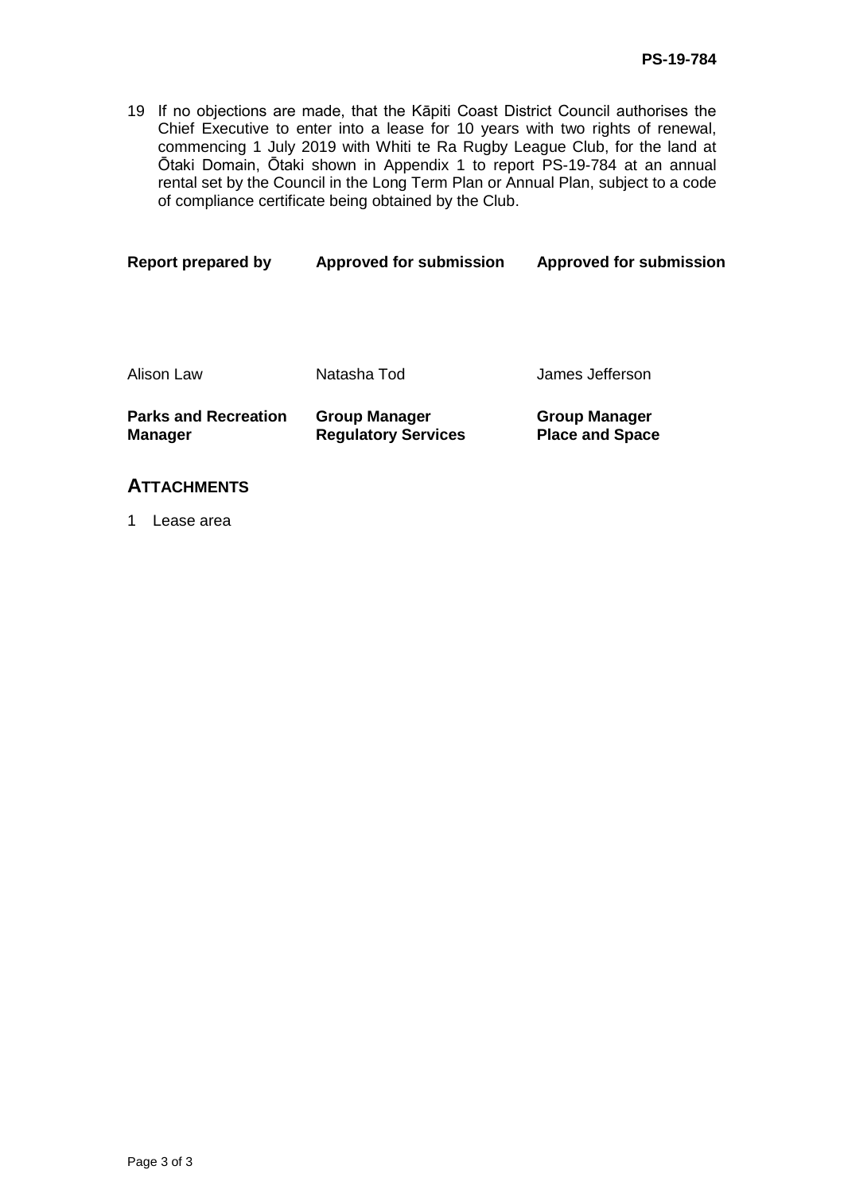19 If no objections are made, that the Kāpiti Coast District Council authorises the Chief Executive to enter into a lease for 10 years with two rights of renewal, commencing 1 July 2019 with Whiti te Ra Rugby League Club, for the land at Ōtaki Domain, Ōtaki shown in Appendix 1 to report PS-19-784 at an annual rental set by the Council in the Long Term Plan or Annual Plan, subject to a code of compliance certificate being obtained by the Club.

| Report prepared by | Approved for submission | Approved for submission |
| --- | --- | --- |
| Alison Law | Natasha Tod | James Jefferson |
| **Parks and Recreation Manager** | **Group Manager Regulatory Services** | **Group Manager Place and Space** |

## ATTACHMENTS

1 Lease area